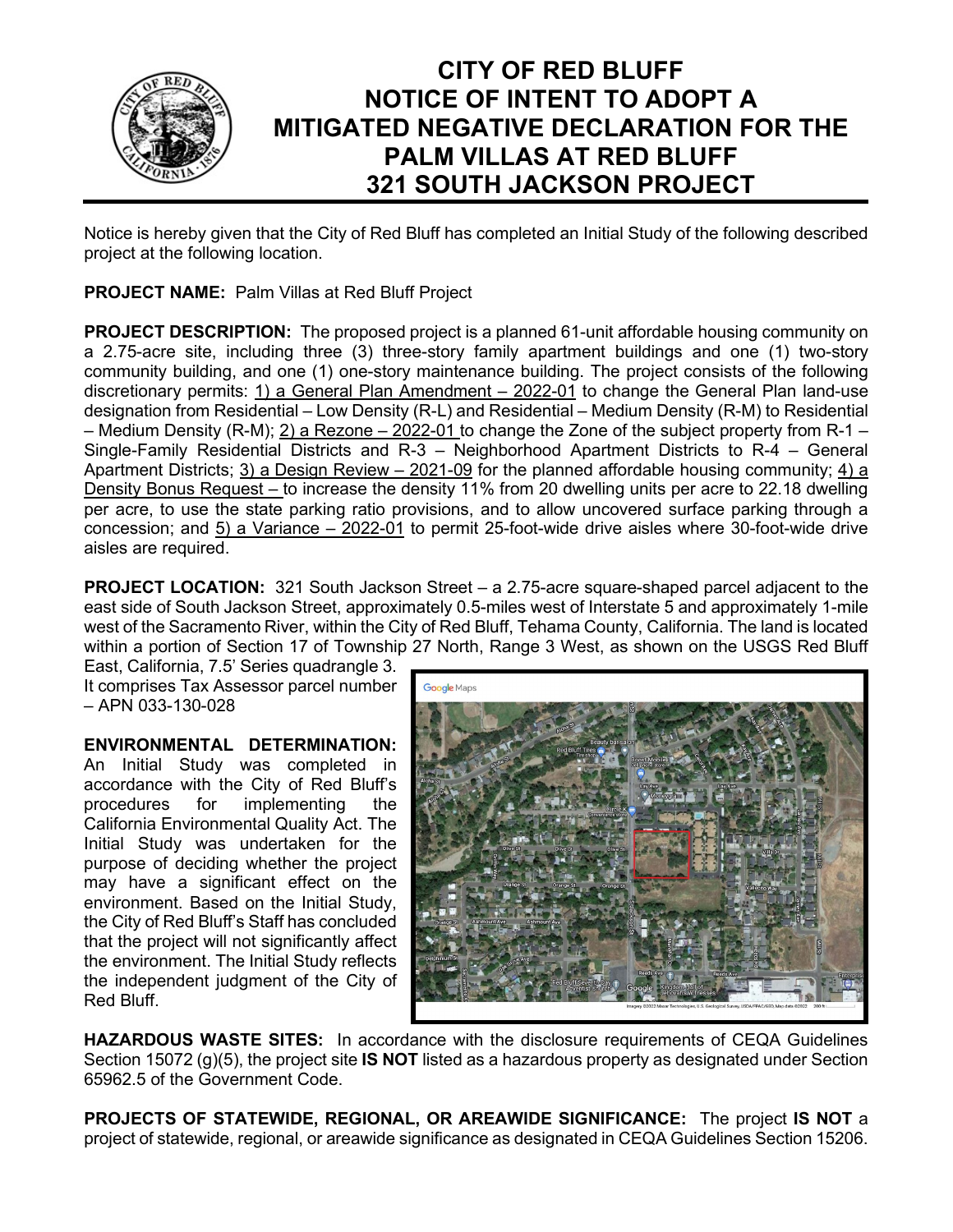# CITY OF RED BLUFF NOTICE OF INTENT TO ADOPT A MITIGATED NEGATIVE DECLARATION FOR THE PALM VILLAS AT RED BLUFF 321 SOUTH JACKSON PROJECT

Notice is hereby given that the City of Red Bluff has completed an Initial Study of the following described project at the following location.

**PROJECT NAME:** Palm Villas at Red Bluff Project

**PROJECT DESCRIPTION:** The proposed project is a planned 61-unit affordable housing community on a 2.75-acre site, including three (3) three-story family apartment buildings and one (1) two-story community building, and one (1) one-story maintenance building. The project consists of the following discretionary permits: 1) a General Plan Amendment – 2022-01 to change the General Plan land-use designation from Residential – Low Density (R-L) and Residential – Medium Density (R-M) to Residential – Medium Density (R-M); 2) a Rezone – 2022-01 to change the Zone of the subject property from R-1 – Single-Family Residential Districts and R-3 – Neighborhood Apartment Districts to R-4 – General Apartment Districts; 3) a Design Review – 2021-09 for the planned affordable housing community; 4) a Density Bonus Request – to increase the density 11% from 20 dwelling units per acre to 22.18 dwelling per acre, to use the state parking ratio provisions, and to allow uncovered surface parking through a concession; and 5) a Variance – 2022-01 to permit 25-foot-wide drive aisles where 30-foot-wide drive aisles are required.

**PROJECT LOCATION:** 321 South Jackson Street – a 2.75-acre square-shaped parcel adjacent to the east side of South Jackson Street, approximately 0.5-miles west of Interstate 5 and approximately 1-mile west of the Sacramento River, within the City of Red Bluff, Tehama County, California. The land is located within a portion of Section 17 of Township 27 North, Range 3 West, as shown on the USGS Red Bluff East, California, 7.5' Series quadrangle 3. It comprises Tax Assessor parcel number – APN 033-130-028

**ENVIRONMENTAL DETERMINATION:** An Initial Study was completed in accordance with the City of Red Bluff's procedures for implementing the California Environmental Quality Act. The Initial Study was undertaken for the purpose of deciding whether the project may have a significant effect on the environment. Based on the Initial Study, the City of Red Bluff's Staff has concluded that the project will not significantly affect the environment. The Initial Study reflects the independent judgment of the City of Red Bluff.

**HAZARDOUS WASTE SITES:** In accordance with the disclosure requirements of CEQA Guidelines Section 15072 (g)(5), the project site **IS NOT** listed as a hazardous property as designated under Section 65962.5 of the Government Code.

**PROJECTS OF STATEWIDE, REGIONAL, OR AREAWIDE SIGNIFICANCE:** The project **IS NOT** a project of statewide, regional, or areawide significance as designated in CEQA Guidelines Section 15206.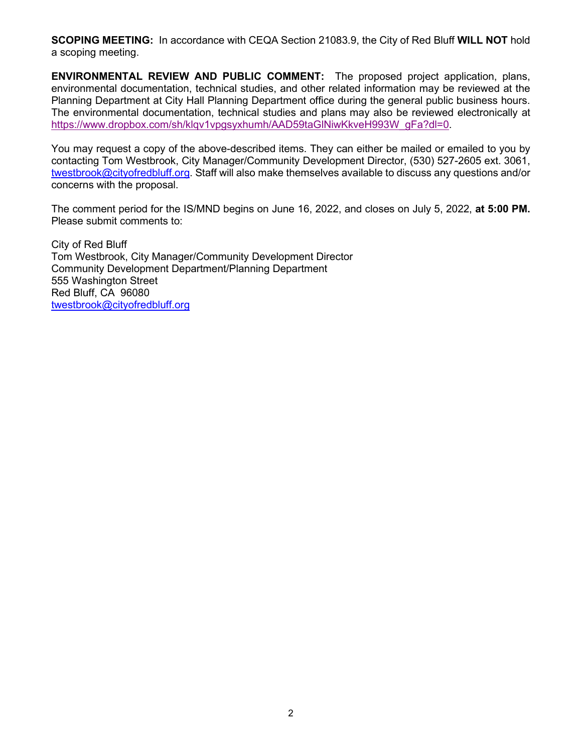**SCOPING MEETING:** In accordance with CEQA Section 21083.9, the City of Red Bluff **WILL NOT** hold a scoping meeting.

**ENVIRONMENTAL REVIEW AND PUBLIC COMMENT:** The proposed project application, plans, environmental documentation, technical studies, and other related information may be reviewed at the Planning Department at City Hall Planning Department office during the general public business hours. The environmental documentation, technical studies and plans may also be reviewed electronically at https://www.dropbox.com/sh/klqv1vpgsyxhumh/AAD59taGlNiwKkveH993W_gFa?dl=0.

You may request a copy of the above-described items. They can either be mailed or emailed to you by contacting Tom Westbrook, City Manager/Community Development Director, (530) 527-2605 ext. 3061, twestbrook@cityofredbluff.org. Staff will also make themselves available to discuss any questions and/or concerns with the proposal.

The comment period for the IS/MND begins on June 16, 2022, and closes on July 5, 2022, **at 5:00 PM.** Please submit comments to:

City of Red Bluff
Tom Westbrook, City Manager/Community Development Director
Community Development Department/Planning Department
555 Washington Street
Red Bluff, CA 96080
twestbrook@cityofredbluff.org